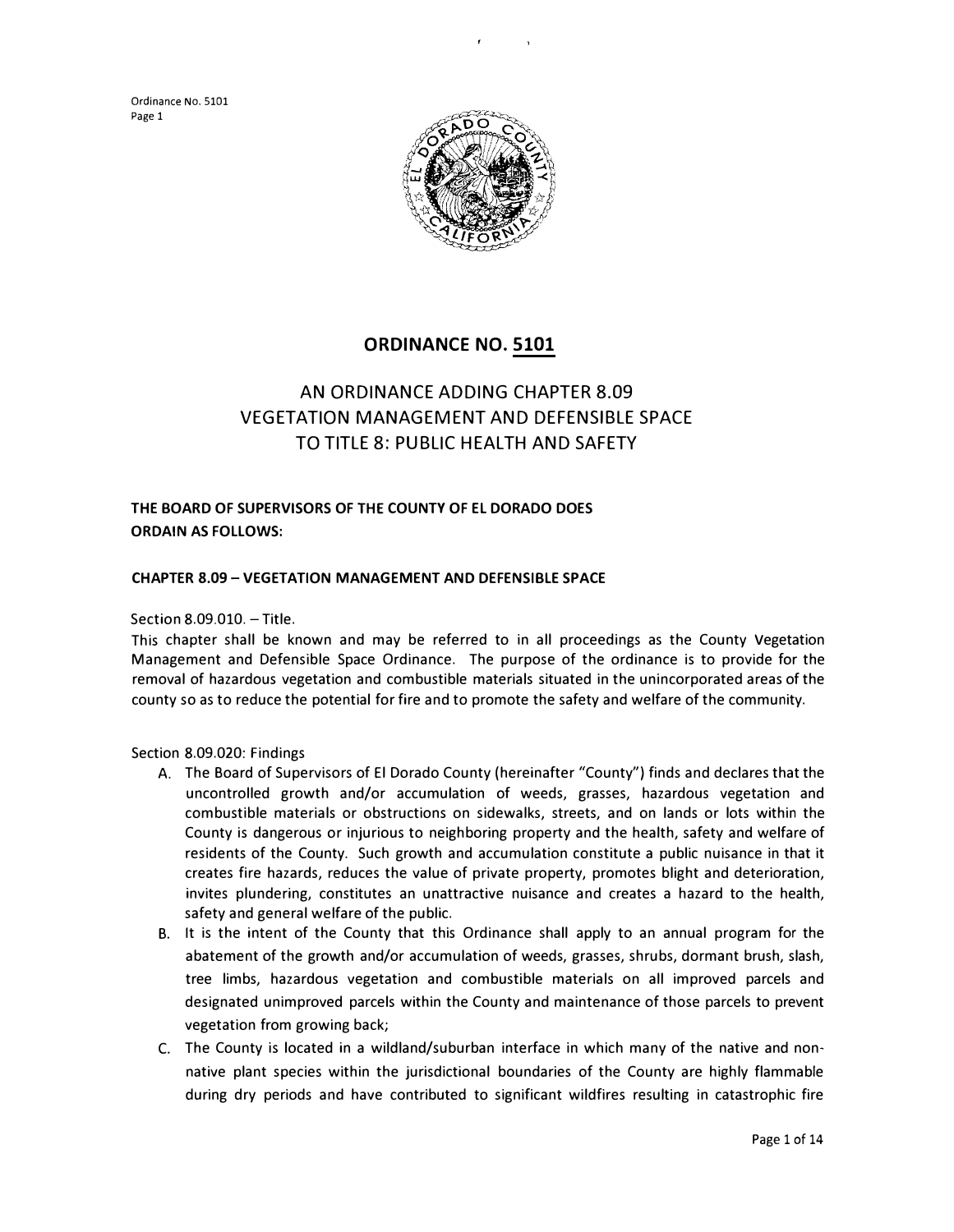# ORDINANCE NO. 5101

## AN ORDINANCE ADDING CHAPTER 8.09 VEGETATION MANAGEMENT AND DEFENSIBLE SPACE TO TITLE 8: PUBLIC HEALTH AND SAFETY

**THE BOARD OF SUPERVISORS OF THE COUNTY OF EL DORADO DOES ORDAIN AS FOLLOWS:**

**CHAPTER 8.09 – VEGETATION MANAGEMENT AND DEFENSIBLE SPACE**

Section 8.09.010. – Title.

This chapter shall be known and may be referred to in all proceedings as the County Vegetation Management and Defensible Space Ordinance. The purpose of the ordinance is to provide for the removal of hazardous vegetation and combustible materials situated in the unincorporated areas of the county so as to reduce the potential for fire and to promote the safety and welfare of the community.

Section 8.09.020: Findings

A. The Board of Supervisors of El Dorado County (hereinafter "County") finds and declares that the uncontrolled growth and/or accumulation of weeds, grasses, hazardous vegetation and combustible materials or obstructions on sidewalks, streets, and on lands or lots within the County is dangerous or injurious to neighboring property and the health, safety and welfare of residents of the County. Such growth and accumulation constitute a public nuisance in that it creates fire hazards, reduces the value of private property, promotes blight and deterioration, invites plundering, constitutes an unattractive nuisance and creates a hazard to the health, safety and general welfare of the public.

B. It is the intent of the County that this Ordinance shall apply to an annual program for the abatement of the growth and/or accumulation of weeds, grasses, shrubs, dormant brush, slash, tree limbs, hazardous vegetation and combustible materials on all improved parcels and designated unimproved parcels within the County and maintenance of those parcels to prevent vegetation from growing back;

C. The County is located in a wildland/suburban interface in which many of the native and non-native plant species within the jurisdictional boundaries of the County are highly flammable during dry periods and have contributed to significant wildfires resulting in catastrophic fire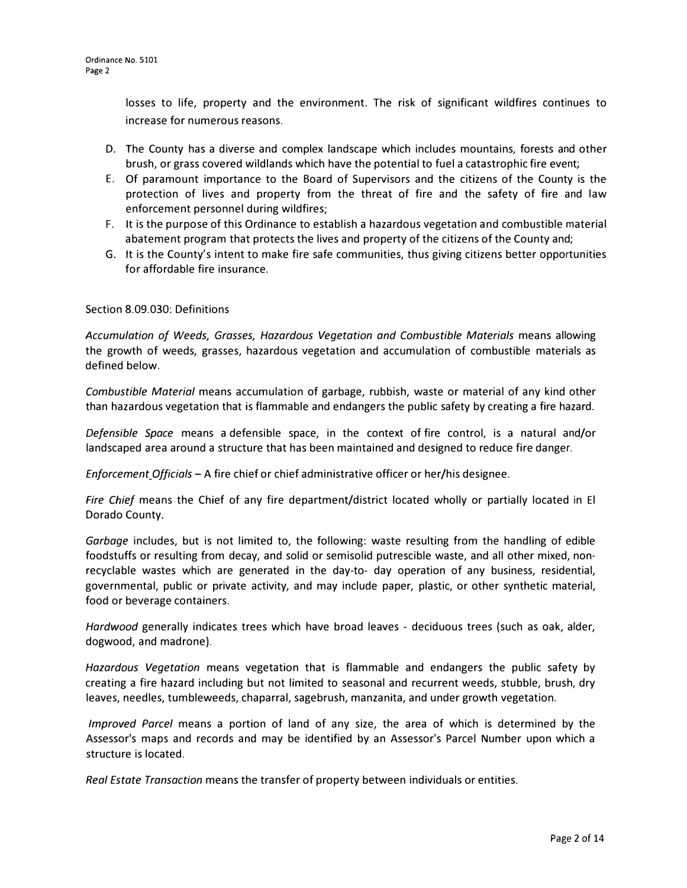losses to life, property and the environment. The risk of significant wildfires continues to increase for numerous reasons.

D. The County has a diverse and complex landscape which includes mountains, forests and other brush, or grass covered wildlands which have the potential to fuel a catastrophic fire event;
E. Of paramount importance to the Board of Supervisors and the citizens of the County is the protection of lives and property from the threat of fire and the safety of fire and law enforcement personnel during wildfires;
F. It is the purpose of this Ordinance to establish a hazardous vegetation and combustible material abatement program that protects the lives and property of the citizens of the County and;
G. It is the County's intent to make fire safe communities, thus giving citizens better opportunities for affordable fire insurance.

Section 8.09.030: Definitions

*Accumulation of Weeds, Grasses, Hazardous Vegetation and Combustible Materials* means allowing the growth of weeds, grasses, hazardous vegetation and accumulation of combustible materials as defined below.

*Combustible Material* means accumulation of garbage, rubbish, waste or material of any kind other than hazardous vegetation that is flammable and endangers the public safety by creating a fire hazard.

*Defensible Space* means a defensible space, in the context of fire control, is a natural and/or landscaped area around a structure that has been maintained and designed to reduce fire danger.

*Enforcement_Officials* – A fire chief or chief administrative officer or her/his designee.

*Fire Chief* means the Chief of any fire department/district located wholly or partially located in El Dorado County.

*Garbage* includes, but is not limited to, the following: waste resulting from the handling of edible foodstuffs or resulting from decay, and solid or semisolid putrescible waste, and all other mixed, non-recyclable wastes which are generated in the day-to- day operation of any business, residential, governmental, public or private activity, and may include paper, plastic, or other synthetic material, food or beverage containers.

*Hardwood* generally indicates trees which have broad leaves - deciduous trees (such as oak, alder, dogwood, and madrone).

*Hazardous Vegetation* means vegetation that is flammable and endangers the public safety by creating a fire hazard including but not limited to seasonal and recurrent weeds, stubble, brush, dry leaves, needles, tumbleweeds, chaparral, sagebrush, manzanita, and under growth vegetation.

*Improved Parcel* means a portion of land of any size, the area of which is determined by the Assessor's maps and records and may be identified by an Assessor's Parcel Number upon which a structure is located.

*Real Estate Transaction* means the transfer of property between individuals or entities.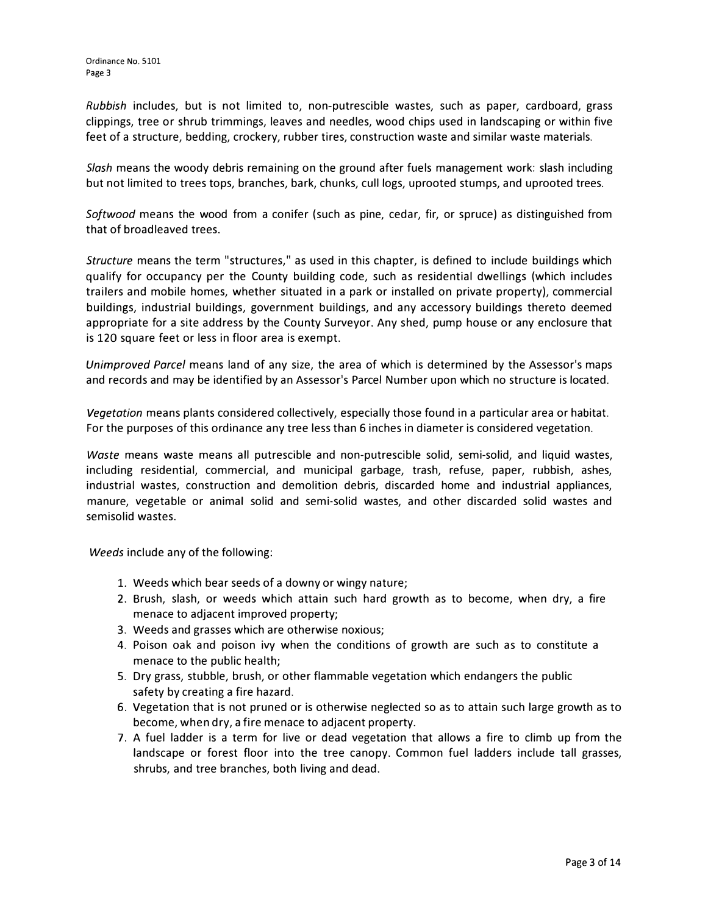*Rubbish* includes, but is not limited to, non-putrescible wastes, such as paper, cardboard, grass clippings, tree or shrub trimmings, leaves and needles, wood chips used in landscaping or within five feet of a structure, bedding, crockery, rubber tires, construction waste and similar waste materials.

*Slash* means the woody debris remaining on the ground after fuels management work: slash including but not limited to trees tops, branches, bark, chunks, cull logs, uprooted stumps, and uprooted trees.

*Softwood* means the wood from a conifer (such as pine, cedar, fir, or spruce) as distinguished from that of broadleaved trees.

*Structure* means the term "structures," as used in this chapter, is defined to include buildings which qualify for occupancy per the County building code, such as residential dwellings (which includes trailers and mobile homes, whether situated in a park or installed on private property), commercial buildings, industrial buildings, government buildings, and any accessory buildings thereto deemed appropriate for a site address by the County Surveyor. Any shed, pump house or any enclosure that is 120 square feet or less in floor area is exempt.

*Unimproved Parcel* means land of any size, the area of which is determined by the Assessor's maps and records and may be identified by an Assessor's Parcel Number upon which no structure is located.

*Vegetation* means plants considered collectively, especially those found in a particular area or habitat. For the purposes of this ordinance any tree less than 6 inches in diameter is considered vegetation.

*Waste* means waste means all putrescible and non-putrescible solid, semi-solid, and liquid wastes, including residential, commercial, and municipal garbage, trash, refuse, paper, rubbish, ashes, industrial wastes, construction and demolition debris, discarded home and industrial appliances, manure, vegetable or animal solid and semi-solid wastes, and other discarded solid wastes and semisolid wastes.

*Weeds* include any of the following:

1. Weeds which bear seeds of a downy or wingy nature;
2. Brush, slash, or weeds which attain such hard growth as to become, when dry, a fire menace to adjacent improved property;
3. Weeds and grasses which are otherwise noxious;
4. Poison oak and poison ivy when the conditions of growth are such as to constitute a menace to the public health;
5. Dry grass, stubble, brush, or other flammable vegetation which endangers the public safety by creating a fire hazard.
6. Vegetation that is not pruned or is otherwise neglected so as to attain such large growth as to become, when dry, a fire menace to adjacent property.
7. A fuel ladder is a term for live or dead vegetation that allows a fire to climb up from the landscape or forest floor into the tree canopy. Common fuel ladders include tall grasses, shrubs, and tree branches, both living and dead.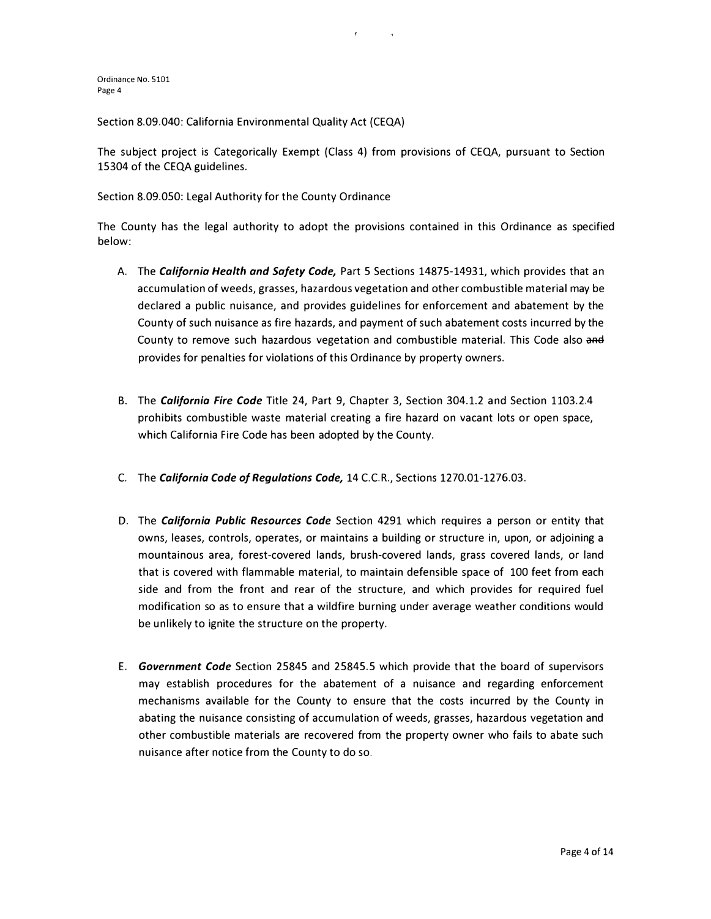Section 8.09.040: California Environmental Quality Act (CEQA)

The subject project is Categorically Exempt (Class 4) from provisions of CEQA, pursuant to Section 15304 of the CEQA guidelines.

Section 8.09.050: Legal Authority for the County Ordinance

The County has the legal authority to adopt the provisions contained in this Ordinance as specified below:

A. The ***California Health and Safety Code,*** Part 5 Sections 14875-14931, which provides that an accumulation of weeds, grasses, hazardous vegetation and other combustible material may be declared a public nuisance, and provides guidelines for enforcement and abatement by the County of such nuisance as fire hazards, and payment of such abatement costs incurred by the County to remove such hazardous vegetation and combustible material. This Code also ~~and~~ provides for penalties for violations of this Ordinance by property owners.

B. The ***California Fire Code*** Title 24, Part 9, Chapter 3, Section 304.1.2 and Section 1103.2.4 prohibits combustible waste material creating a fire hazard on vacant lots or open space, which California Fire Code has been adopted by the County.

C. The ***California Code of Regulations Code,*** 14 C.C.R., Sections 1270.01-1276.03.

D. The ***California Public Resources Code*** Section 4291 which requires a person or entity that owns, leases, controls, operates, or maintains a building or structure in, upon, or adjoining a mountainous area, forest-covered lands, brush-covered lands, grass covered lands, or land that is covered with flammable material, to maintain defensible space of 100 feet from each side and from the front and rear of the structure, and which provides for required fuel modification so as to ensure that a wildfire burning under average weather conditions would be unlikely to ignite the structure on the property.

E. ***Government Code*** Section 25845 and 25845.5 which provide that the board of supervisors may establish procedures for the abatement of a nuisance and regarding enforcement mechanisms available for the County to ensure that the costs incurred by the County in abating the nuisance consisting of accumulation of weeds, grasses, hazardous vegetation and other combustible materials are recovered from the property owner who fails to abate such nuisance after notice from the County to do so.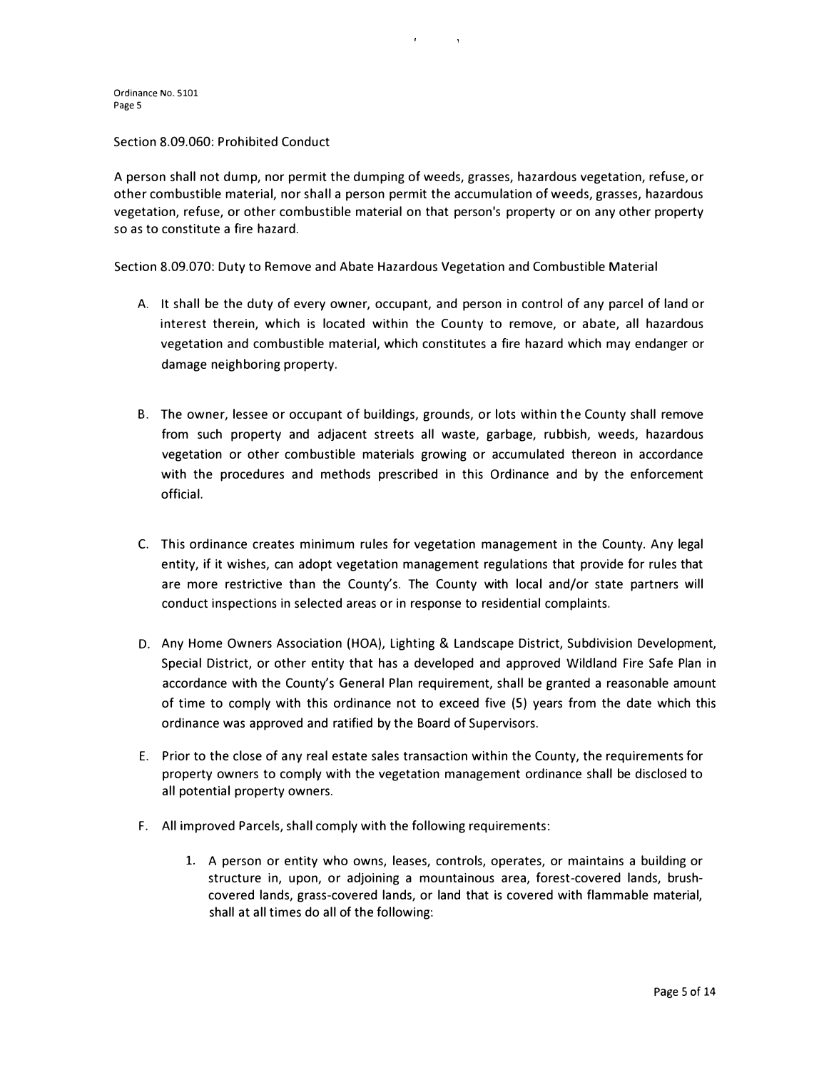Section 8.09.060: Prohibited Conduct

A person shall not dump, nor permit the dumping of weeds, grasses, hazardous vegetation, refuse, or other combustible material, nor shall a person permit the accumulation of weeds, grasses, hazardous vegetation, refuse, or other combustible material on that person's property or on any other property so as to constitute a fire hazard.

Section 8.09.070: Duty to Remove and Abate Hazardous Vegetation and Combustible Material

A. It shall be the duty of every owner, occupant, and person in control of any parcel of land or interest therein, which is located within the County to remove, or abate, all hazardous vegetation and combustible material, which constitutes a fire hazard which may endanger or damage neighboring property.

B. The owner, lessee or occupant of buildings, grounds, or lots within the County shall remove from such property and adjacent streets all waste, garbage, rubbish, weeds, hazardous vegetation or other combustible materials growing or accumulated thereon in accordance with the procedures and methods prescribed in this Ordinance and by the enforcement official.

C. This ordinance creates minimum rules for vegetation management in the County. Any legal entity, if it wishes, can adopt vegetation management regulations that provide for rules that are more restrictive than the County's. The County with local and/or state partners will conduct inspections in selected areas or in response to residential complaints.

D. Any Home Owners Association (HOA), Lighting & Landscape District, Subdivision Development, Special District, or other entity that has a developed and approved Wildland Fire Safe Plan in accordance with the County's General Plan requirement, shall be granted a reasonable amount of time to comply with this ordinance not to exceed five (5) years from the date which this ordinance was approved and ratified by the Board of Supervisors.

E. Prior to the close of any real estate sales transaction within the County, the requirements for property owners to comply with the vegetation management ordinance shall be disclosed to all potential property owners.

F. All improved Parcels, shall comply with the following requirements:

    1. A person or entity who owns, leases, controls, operates, or maintains a building or structure in, upon, or adjoining a mountainous area, forest-covered lands, brush-covered lands, grass-covered lands, or land that is covered with flammable material, shall at all times do all of the following: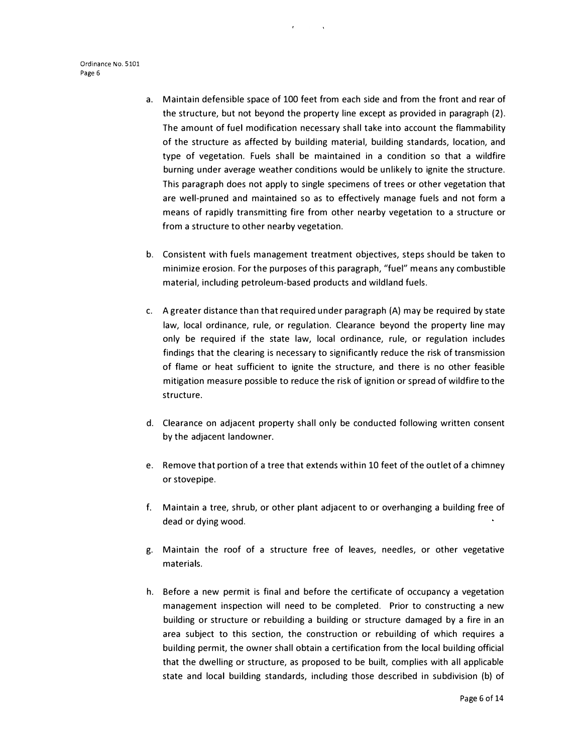a. Maintain defensible space of 100 feet from each side and from the front and rear of the structure, but not beyond the property line except as provided in paragraph (2). The amount of fuel modification necessary shall take into account the flammability of the structure as affected by building material, building standards, location, and type of vegetation. Fuels shall be maintained in a condition so that a wildfire burning under average weather conditions would be unlikely to ignite the structure. This paragraph does not apply to single specimens of trees or other vegetation that are well-pruned and maintained so as to effectively manage fuels and not form a means of rapidly transmitting fire from other nearby vegetation to a structure or from a structure to other nearby vegetation.

b. Consistent with fuels management treatment objectives, steps should be taken to minimize erosion. For the purposes of this paragraph, "fuel" means any combustible material, including petroleum-based products and wildland fuels.

c. A greater distance than that required under paragraph (A) may be required by state law, local ordinance, rule, or regulation. Clearance beyond the property line may only be required if the state law, local ordinance, rule, or regulation includes findings that the clearing is necessary to significantly reduce the risk of transmission of flame or heat sufficient to ignite the structure, and there is no other feasible mitigation measure possible to reduce the risk of ignition or spread of wildfire to the structure.

d. Clearance on adjacent property shall only be conducted following written consent by the adjacent landowner.

e. Remove that portion of a tree that extends within 10 feet of the outlet of a chimney or stovepipe.

f. Maintain a tree, shrub, or other plant adjacent to or overhanging a building free of dead or dying wood.

g. Maintain the roof of a structure free of leaves, needles, or other vegetative materials.

h. Before a new permit is final and before the certificate of occupancy a vegetation management inspection will need to be completed. Prior to constructing a new building or structure or rebuilding a building or structure damaged by a fire in an area subject to this section, the construction or rebuilding of which requires a building permit, the owner shall obtain a certification from the local building official that the dwelling or structure, as proposed to be built, complies with all applicable state and local building standards, including those described in subdivision (b) of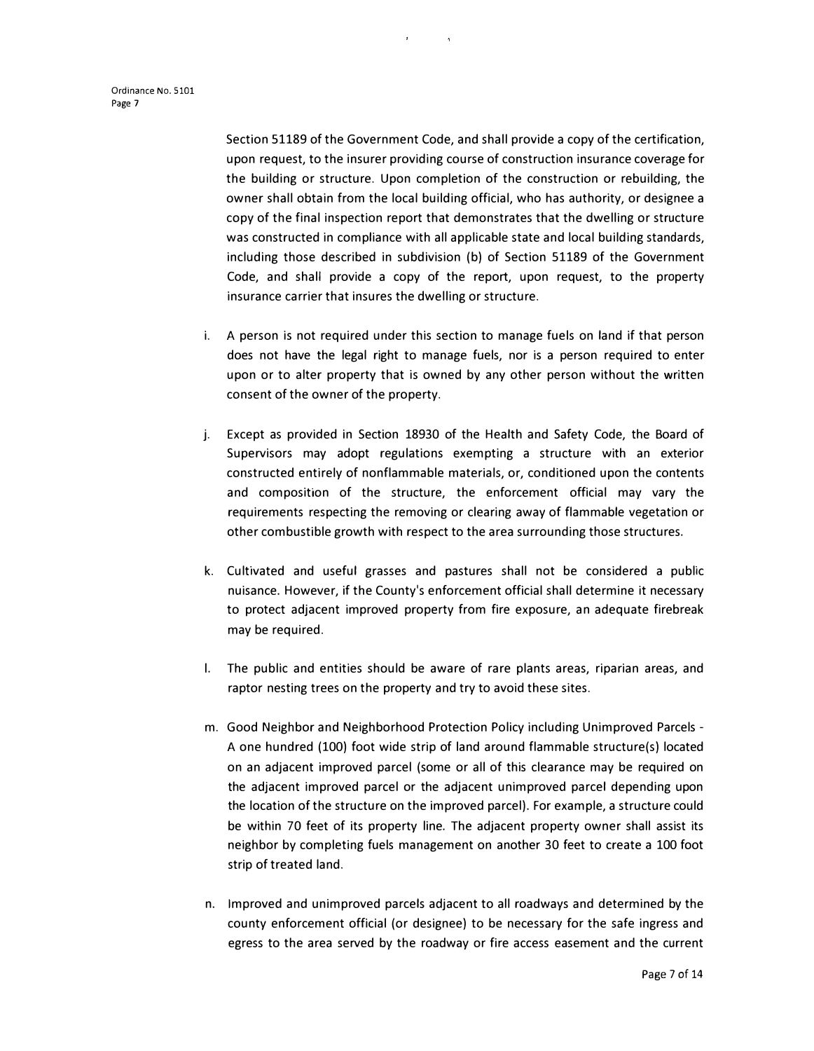Section 51189 of the Government Code, and shall provide a copy of the certification, upon request, to the insurer providing course of construction insurance coverage for the building or structure. Upon completion of the construction or rebuilding, the owner shall obtain from the local building official, who has authority, or designee a copy of the final inspection report that demonstrates that the dwelling or structure was constructed in compliance with all applicable state and local building standards, including those described in subdivision (b) of Section 51189 of the Government Code, and shall provide a copy of the report, upon request, to the property insurance carrier that insures the dwelling or structure.

i. A person is not required under this section to manage fuels on land if that person does not have the legal right to manage fuels, nor is a person required to enter upon or to alter property that is owned by any other person without the written consent of the owner of the property.

j. Except as provided in Section 18930 of the Health and Safety Code, the Board of Supervisors may adopt regulations exempting a structure with an exterior constructed entirely of nonflammable materials, or, conditioned upon the contents and composition of the structure, the enforcement official may vary the requirements respecting the removing or clearing away of flammable vegetation or other combustible growth with respect to the area surrounding those structures.

k. Cultivated and useful grasses and pastures shall not be considered a public nuisance. However, if the County's enforcement official shall determine it necessary to protect adjacent improved property from fire exposure, an adequate firebreak may be required.

l. The public and entities should be aware of rare plants areas, riparian areas, and raptor nesting trees on the property and try to avoid these sites.

m. Good Neighbor and Neighborhood Protection Policy including Unimproved Parcels - A one hundred (100) foot wide strip of land around flammable structure(s) located on an adjacent improved parcel (some or all of this clearance may be required on the adjacent improved parcel or the adjacent unimproved parcel depending upon the location of the structure on the improved parcel). For example, a structure could be within 70 feet of its property line. The adjacent property owner shall assist its neighbor by completing fuels management on another 30 feet to create a 100 foot strip of treated land.

n. Improved and unimproved parcels adjacent to all roadways and determined by the county enforcement official (or designee) to be necessary for the safe ingress and egress to the area served by the roadway or fire access easement and the current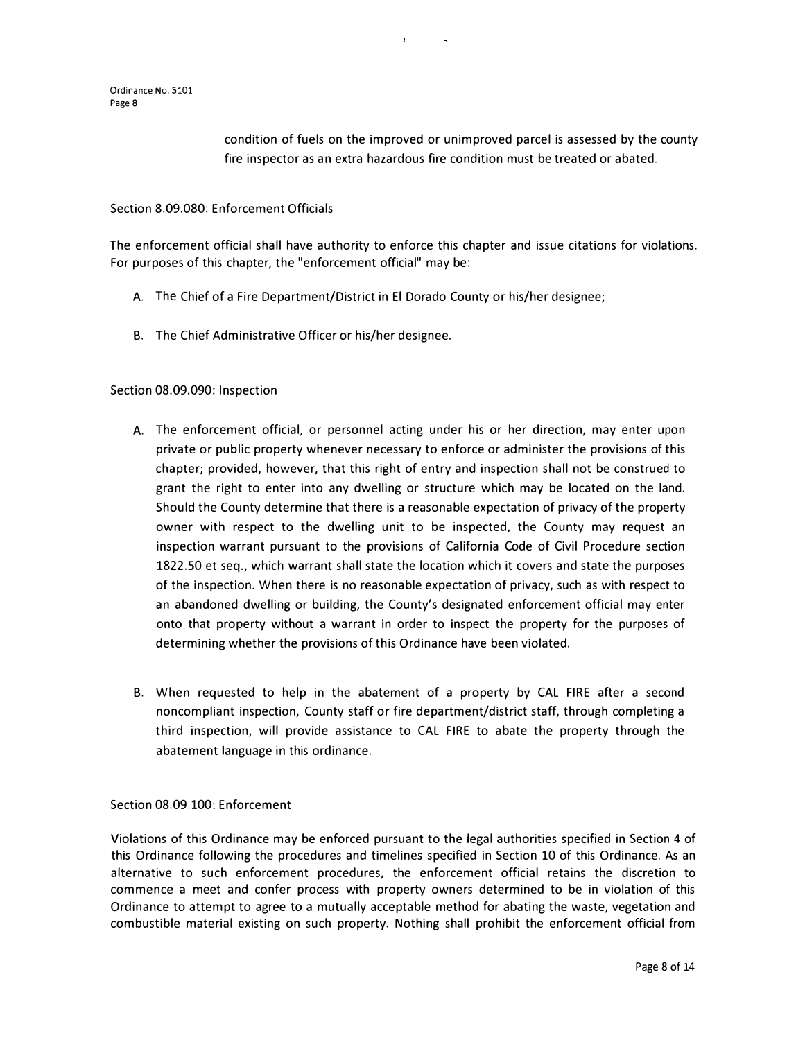condition of fuels on the improved or unimproved parcel is assessed by the county fire inspector as an extra hazardous fire condition must be treated or abated.

Section 8.09.080: Enforcement Officials

The enforcement official shall have authority to enforce this chapter and issue citations for violations. For purposes of this chapter, the "enforcement official" may be:

A. The Chief of a Fire Department/District in El Dorado County or his/her designee;

B. The Chief Administrative Officer or his/her designee.

Section 08.09.090: Inspection

A. The enforcement official, or personnel acting under his or her direction, may enter upon private or public property whenever necessary to enforce or administer the provisions of this chapter; provided, however, that this right of entry and inspection shall not be construed to grant the right to enter into any dwelling or structure which may be located on the land. Should the County determine that there is a reasonable expectation of privacy of the property owner with respect to the dwelling unit to be inspected, the County may request an inspection warrant pursuant to the provisions of California Code of Civil Procedure section 1822.50 et seq., which warrant shall state the location which it covers and state the purposes of the inspection. When there is no reasonable expectation of privacy, such as with respect to an abandoned dwelling or building, the County's designated enforcement official may enter onto that property without a warrant in order to inspect the property for the purposes of determining whether the provisions of this Ordinance have been violated.

B. When requested to help in the abatement of a property by CAL FIRE after a second noncompliant inspection, County staff or fire department/district staff, through completing a third inspection, will provide assistance to CAL FIRE to abate the property through the abatement language in this ordinance.

Section 08.09.100: Enforcement

Violations of this Ordinance may be enforced pursuant to the legal authorities specified in Section 4 of this Ordinance following the procedures and timelines specified in Section 10 of this Ordinance. As an alternative to such enforcement procedures, the enforcement official retains the discretion to commence a meet and confer process with property owners determined to be in violation of this Ordinance to attempt to agree to a mutually acceptable method for abating the waste, vegetation and combustible material existing on such property. Nothing shall prohibit the enforcement official from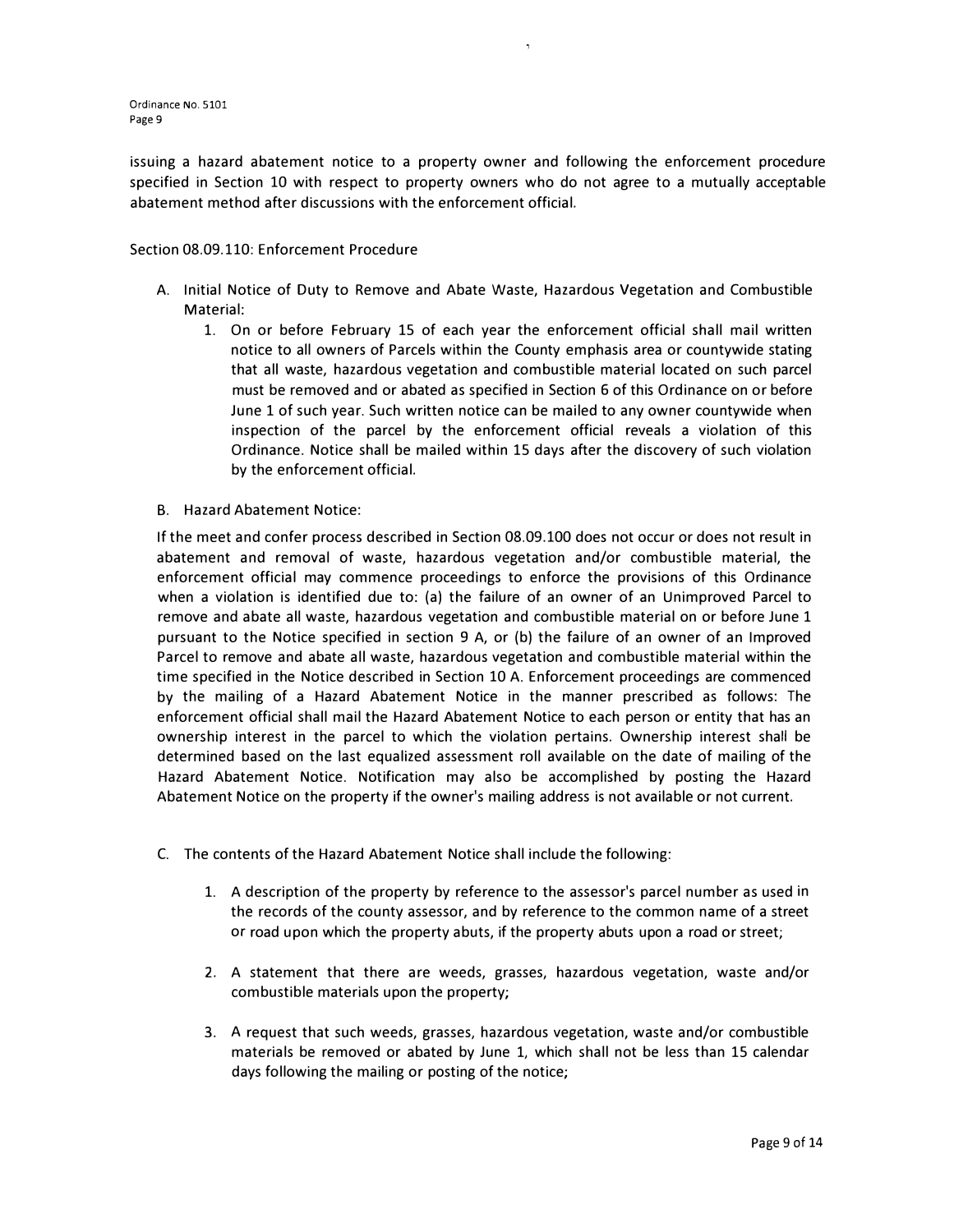issuing a hazard abatement notice to a property owner and following the enforcement procedure specified in Section 10 with respect to property owners who do not agree to a mutually acceptable abatement method after discussions with the enforcement official.

Section 08.09.110: Enforcement Procedure

A. Initial Notice of Duty to Remove and Abate Waste, Hazardous Vegetation and Combustible Material:

   1. On or before February 15 of each year the enforcement official shall mail written notice to all owners of Parcels within the County emphasis area or countywide stating that all waste, hazardous vegetation and combustible material located on such parcel must be removed and or abated as specified in Section 6 of this Ordinance on or before June 1 of such year. Such written notice can be mailed to any owner countywide when inspection of the parcel by the enforcement official reveals a violation of this Ordinance. Notice shall be mailed within 15 days after the discovery of such violation by the enforcement official.

B. Hazard Abatement Notice:

If the meet and confer process described in Section 08.09.100 does not occur or does not result in abatement and removal of waste, hazardous vegetation and/or combustible material, the enforcement official may commence proceedings to enforce the provisions of this Ordinance when a violation is identified due to: (a) the failure of an owner of an Unimproved Parcel to remove and abate all waste, hazardous vegetation and combustible material on or before June 1 pursuant to the Notice specified in section 9 A, or (b) the failure of an owner of an Improved Parcel to remove and abate all waste, hazardous vegetation and combustible material within the time specified in the Notice described in Section 10 A. Enforcement proceedings are commenced by the mailing of a Hazard Abatement Notice in the manner prescribed as follows: The enforcement official shall mail the Hazard Abatement Notice to each person or entity that has an ownership interest in the parcel to which the violation pertains. Ownership interest shall be determined based on the last equalized assessment roll available on the date of mailing of the Hazard Abatement Notice. Notification may also be accomplished by posting the Hazard Abatement Notice on the property if the owner's mailing address is not available or not current.

C. The contents of the Hazard Abatement Notice shall include the following:

   1. A description of the property by reference to the assessor's parcel number as used in the records of the county assessor, and by reference to the common name of a street or road upon which the property abuts, if the property abuts upon a road or street;

   2. A statement that there are weeds, grasses, hazardous vegetation, waste and/or combustible materials upon the property;

   3. A request that such weeds, grasses, hazardous vegetation, waste and/or combustible materials be removed or abated by June 1, which shall not be less than 15 calendar days following the mailing or posting of the notice;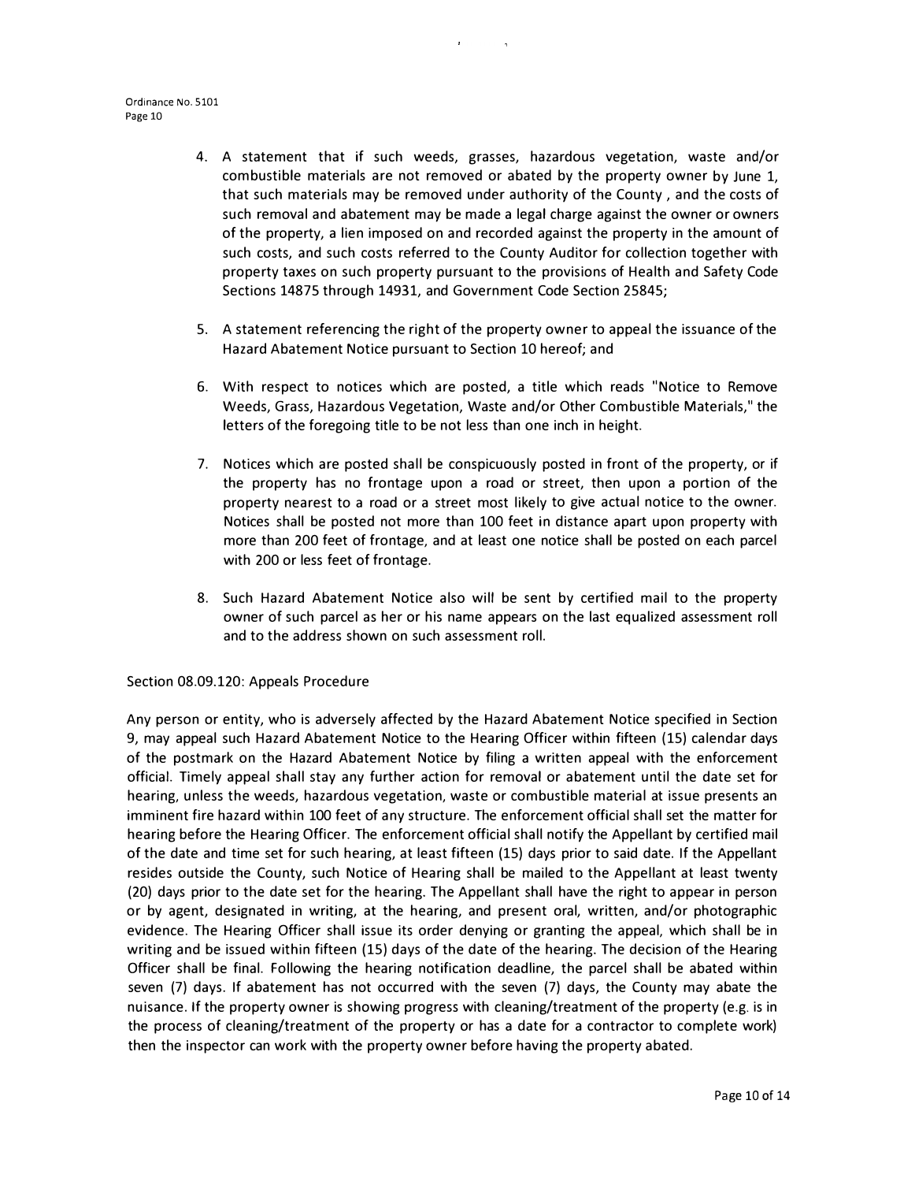4. A statement that if such weeds, grasses, hazardous vegetation, waste and/or combustible materials are not removed or abated by the property owner by June 1, that such materials may be removed under authority of the County , and the costs of such removal and abatement may be made a legal charge against the owner or owners of the property, a lien imposed on and recorded against the property in the amount of such costs, and such costs referred to the County Auditor for collection together with property taxes on such property pursuant to the provisions of Health and Safety Code Sections 14875 through 14931, and Government Code Section 25845;

5. A statement referencing the right of the property owner to appeal the issuance of the Hazard Abatement Notice pursuant to Section 10 hereof; and

6. With respect to notices which are posted, a title which reads "Notice to Remove Weeds, Grass, Hazardous Vegetation, Waste and/or Other Combustible Materials," the letters of the foregoing title to be not less than one inch in height.

7. Notices which are posted shall be conspicuously posted in front of the property, or if the property has no frontage upon a road or street, then upon a portion of the property nearest to a road or a street most likely to give actual notice to the owner. Notices shall be posted not more than 100 feet in distance apart upon property with more than 200 feet of frontage, and at least one notice shall be posted on each parcel with 200 or less feet of frontage.

8. Such Hazard Abatement Notice also will be sent by certified mail to the property owner of such parcel as her or his name appears on the last equalized assessment roll and to the address shown on such assessment roll.

Section 08.09.120: Appeals Procedure

Any person or entity, who is adversely affected by the Hazard Abatement Notice specified in Section 9, may appeal such Hazard Abatement Notice to the Hearing Officer within fifteen (15) calendar days of the postmark on the Hazard Abatement Notice by filing a written appeal with the enforcement official. Timely appeal shall stay any further action for removal or abatement until the date set for hearing, unless the weeds, hazardous vegetation, waste or combustible material at issue presents an imminent fire hazard within 100 feet of any structure. The enforcement official shall set the matter for hearing before the Hearing Officer. The enforcement official shall notify the Appellant by certified mail of the date and time set for such hearing, at least fifteen (15) days prior to said date. If the Appellant resides outside the County, such Notice of Hearing shall be mailed to the Appellant at least twenty (20) days prior to the date set for the hearing. The Appellant shall have the right to appear in person or by agent, designated in writing, at the hearing, and present oral, written, and/or photographic evidence. The Hearing Officer shall issue its order denying or granting the appeal, which shall be in writing and be issued within fifteen (15) days of the date of the hearing. The decision of the Hearing Officer shall be final. Following the hearing notification deadline, the parcel shall be abated within seven (7) days. If abatement has not occurred with the seven (7) days, the County may abate the nuisance. If the property owner is showing progress with cleaning/treatment of the property (e.g. is in the process of cleaning/treatment of the property or has a date for a contractor to complete work) then the inspector can work with the property owner before having the property abated.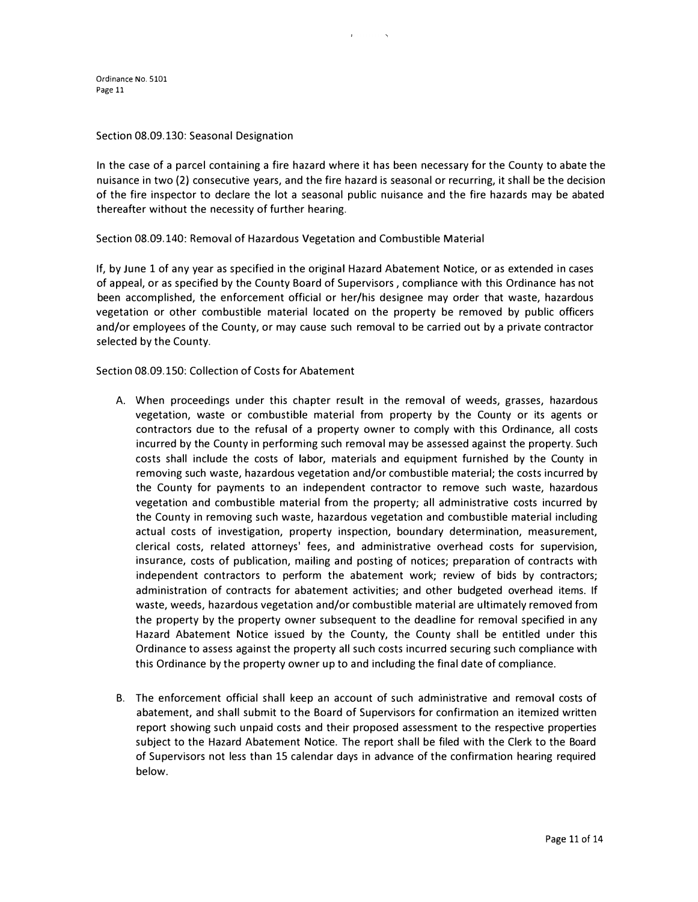### Section 08.09.130: Seasonal Designation

In the case of a parcel containing a fire hazard where it has been necessary for the County to abate the nuisance in two (2) consecutive years, and the fire hazard is seasonal or recurring, it shall be the decision of the fire inspector to declare the lot a seasonal public nuisance and the fire hazards may be abated thereafter without the necessity of further hearing.

### Section 08.09.140: Removal of Hazardous Vegetation and Combustible Material

If, by June 1 of any year as specified in the original Hazard Abatement Notice, or as extended in cases of appeal, or as specified by the County Board of Supervisors , compliance with this Ordinance has not been accomplished, the enforcement official or her/his designee may order that waste, hazardous vegetation or other combustible material located on the property be removed by public officers and/or employees of the County, or may cause such removal to be carried out by a private contractor selected by the County.

### Section 08.09.150: Collection of Costs for Abatement

A. When proceedings under this chapter result in the removal of weeds, grasses, hazardous vegetation, waste or combustible material from property by the County or its agents or contractors due to the refusal of a property owner to comply with this Ordinance, all costs incurred by the County in performing such removal may be assessed against the property. Such costs shall include the costs of labor, materials and equipment furnished by the County in removing such waste, hazardous vegetation and/or combustible material; the costs incurred by the County for payments to an independent contractor to remove such waste, hazardous vegetation and combustible material from the property; all administrative costs incurred by the County in removing such waste, hazardous vegetation and combustible material including actual costs of investigation, property inspection, boundary determination, measurement, clerical costs, related attorneys' fees, and administrative overhead costs for supervision, insurance, costs of publication, mailing and posting of notices; preparation of contracts with independent contractors to perform the abatement work; review of bids by contractors; administration of contracts for abatement activities; and other budgeted overhead items. If waste, weeds, hazardous vegetation and/or combustible material are ultimately removed from the property by the property owner subsequent to the deadline for removal specified in any Hazard Abatement Notice issued by the County, the County shall be entitled under this Ordinance to assess against the property all such costs incurred securing such compliance with this Ordinance by the property owner up to and including the final date of compliance.

B. The enforcement official shall keep an account of such administrative and removal costs of abatement, and shall submit to the Board of Supervisors for confirmation an itemized written report showing such unpaid costs and their proposed assessment to the respective properties subject to the Hazard Abatement Notice. The report shall be filed with the Clerk to the Board of Supervisors not less than 15 calendar days in advance of the confirmation hearing required below.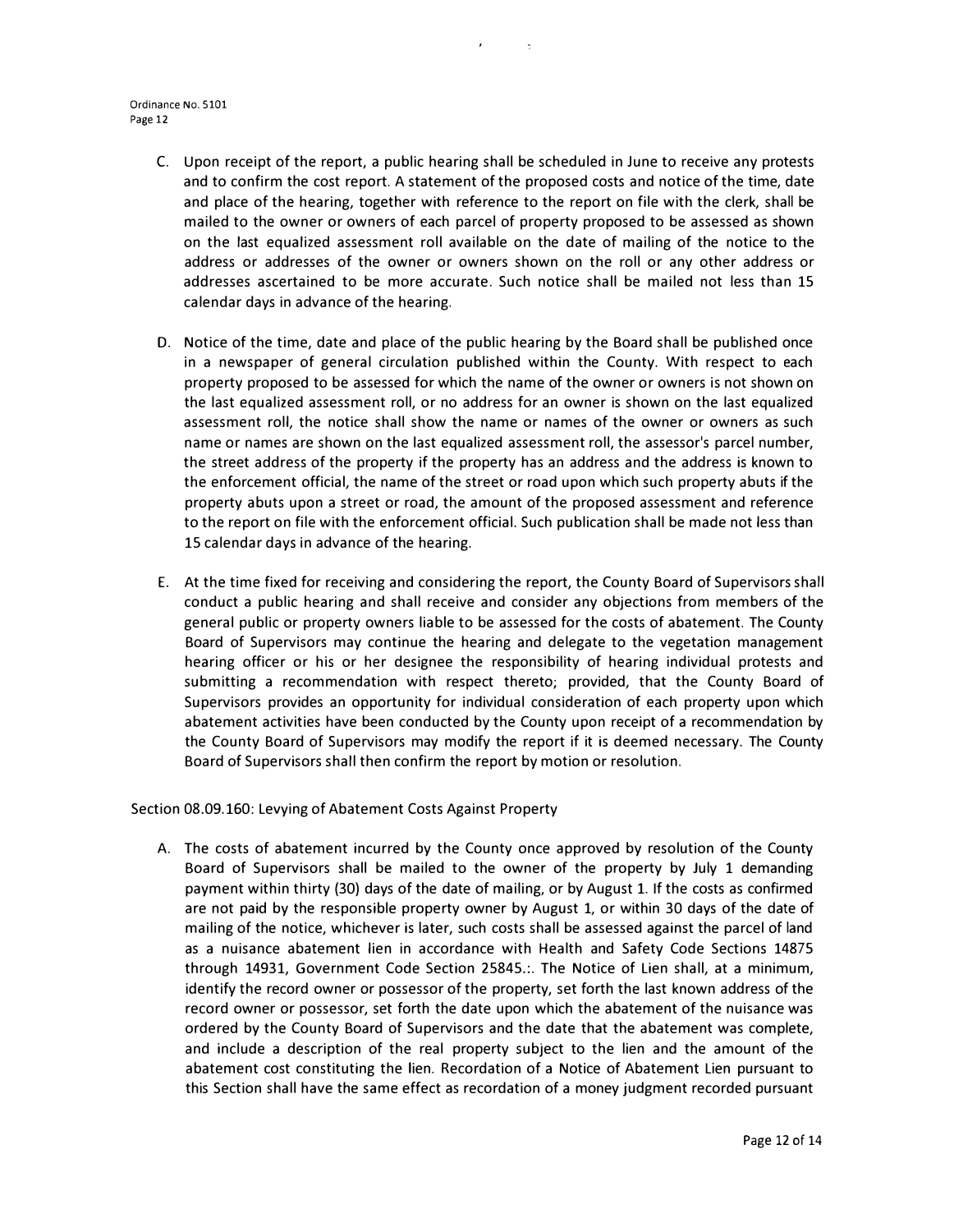C. Upon receipt of the report, a public hearing shall be scheduled in June to receive any protests and to confirm the cost report. A statement of the proposed costs and notice of the time, date and place of the hearing, together with reference to the report on file with the clerk, shall be mailed to the owner or owners of each parcel of property proposed to be assessed as shown on the last equalized assessment roll available on the date of mailing of the notice to the address or addresses of the owner or owners shown on the roll or any other address or addresses ascertained to be more accurate. Such notice shall be mailed not less than 15 calendar days in advance of the hearing.

D. Notice of the time, date and place of the public hearing by the Board shall be published once in a newspaper of general circulation published within the County. With respect to each property proposed to be assessed for which the name of the owner or owners is not shown on the last equalized assessment roll, or no address for an owner is shown on the last equalized assessment roll, the notice shall show the name or names of the owner or owners as such name or names are shown on the last equalized assessment roll, the assessor's parcel number, the street address of the property if the property has an address and the address is known to the enforcement official, the name of the street or road upon which such property abuts if the property abuts upon a street or road, the amount of the proposed assessment and reference to the report on file with the enforcement official. Such publication shall be made not less than 15 calendar days in advance of the hearing.

E. At the time fixed for receiving and considering the report, the County Board of Supervisors shall conduct a public hearing and shall receive and consider any objections from members of the general public or property owners liable to be assessed for the costs of abatement. The County Board of Supervisors may continue the hearing and delegate to the vegetation management hearing officer or his or her designee the responsibility of hearing individual protests and submitting a recommendation with respect thereto; provided, that the County Board of Supervisors provides an opportunity for individual consideration of each property upon which abatement activities have been conducted by the County upon receipt of a recommendation by the County Board of Supervisors may modify the report if it is deemed necessary. The County Board of Supervisors shall then confirm the report by motion or resolution.

Section 08.09.160: Levying of Abatement Costs Against Property

A. The costs of abatement incurred by the County once approved by resolution of the County Board of Supervisors shall be mailed to the owner of the property by July 1 demanding payment within thirty (30) days of the date of mailing, or by August 1. If the costs as confirmed are not paid by the responsible property owner by August 1, or within 30 days of the date of mailing of the notice, whichever is later, such costs shall be assessed against the parcel of land as a nuisance abatement lien in accordance with Health and Safety Code Sections 14875 through 14931, Government Code Section 25845.:. The Notice of Lien shall, at a minimum, identify the record owner or possessor of the property, set forth the last known address of the record owner or possessor, set forth the date upon which the abatement of the nuisance was ordered by the County Board of Supervisors and the date that the abatement was complete, and include a description of the real property subject to the lien and the amount of the abatement cost constituting the lien. Recordation of a Notice of Abatement Lien pursuant to this Section shall have the same effect as recordation of a money judgment recorded pursuant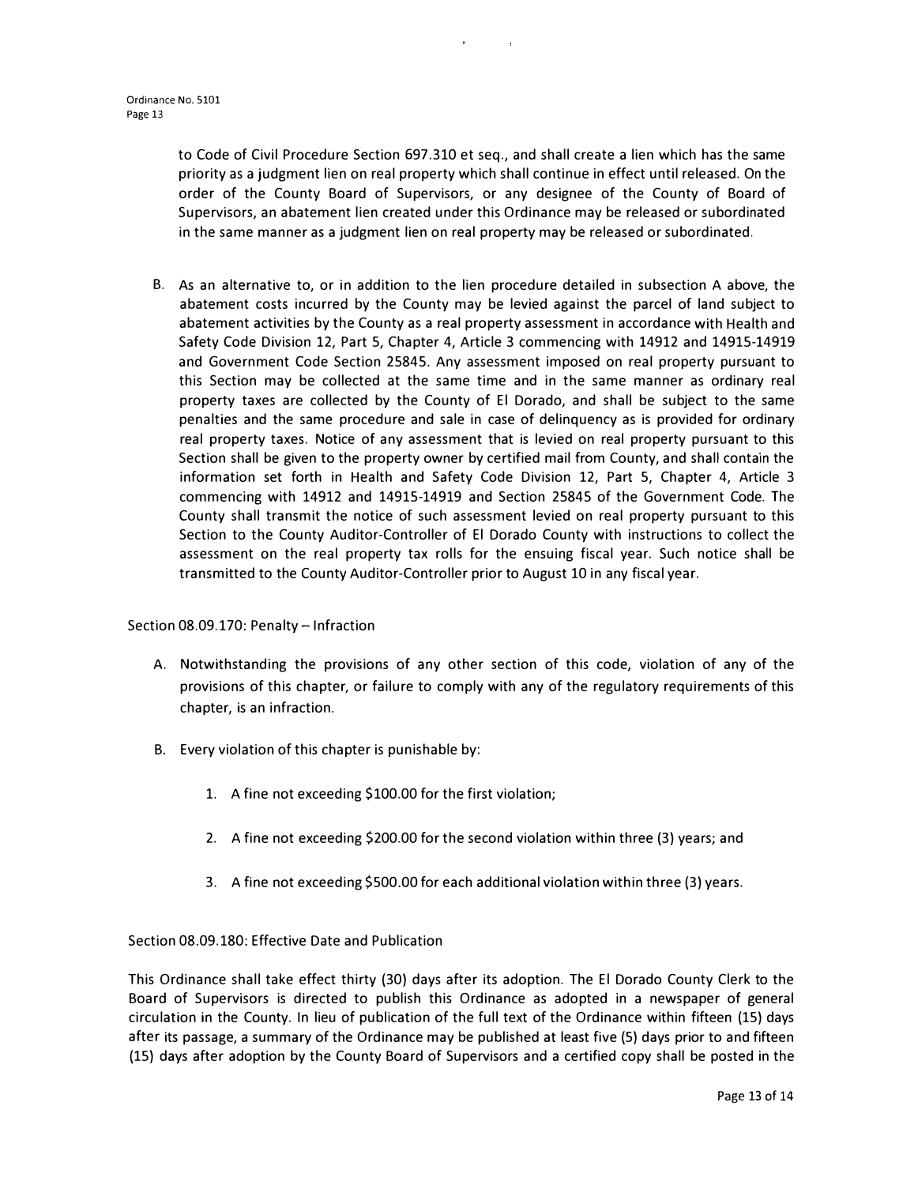to Code of Civil Procedure Section 697.310 et seq., and shall create a lien which has the same priority as a judgment lien on real property which shall continue in effect until released. On the order of the County Board of Supervisors, or any designee of the County of Board of Supervisors, an abatement lien created under this Ordinance may be released or subordinated in the same manner as a judgment lien on real property may be released or subordinated.

B. As an alternative to, or in addition to the lien procedure detailed in subsection A above, the abatement costs incurred by the County may be levied against the parcel of land subject to abatement activities by the County as a real property assessment in accordance with Health and Safety Code Division 12, Part 5, Chapter 4, Article 3 commencing with 14912 and 14915-14919 and Government Code Section 25845. Any assessment imposed on real property pursuant to this Section may be collected at the same time and in the same manner as ordinary real property taxes are collected by the County of El Dorado, and shall be subject to the same penalties and the same procedure and sale in case of delinquency as is provided for ordinary real property taxes. Notice of any assessment that is levied on real property pursuant to this Section shall be given to the property owner by certified mail from County, and shall contain the information set forth in Health and Safety Code Division 12, Part 5, Chapter 4, Article 3 commencing with 14912 and 14915-14919 and Section 25845 of the Government Code. The County shall transmit the notice of such assessment levied on real property pursuant to this Section to the County Auditor-Controller of El Dorado County with instructions to collect the assessment on the real property tax rolls for the ensuing fiscal year. Such notice shall be transmitted to the County Auditor-Controller prior to August 10 in any fiscal year.

Section 08.09.170: Penalty – Infraction

A. Notwithstanding the provisions of any other section of this code, violation of any of the provisions of this chapter, or failure to comply with any of the regulatory requirements of this chapter, is an infraction.

B. Every violation of this chapter is punishable by:

1. A fine not exceeding $100.00 for the first violation;

2. A fine not exceeding $200.00 for the second violation within three (3) years; and

3. A fine not exceeding $500.00 for each additional violation within three (3) years.

Section 08.09.180: Effective Date and Publication

This Ordinance shall take effect thirty (30) days after its adoption. The El Dorado County Clerk to the Board of Supervisors is directed to publish this Ordinance as adopted in a newspaper of general circulation in the County. In lieu of publication of the full text of the Ordinance within fifteen (15) days after its passage, a summary of the Ordinance may be published at least five (5) days prior to and fifteen (15) days after adoption by the County Board of Supervisors and a certified copy shall be posted in the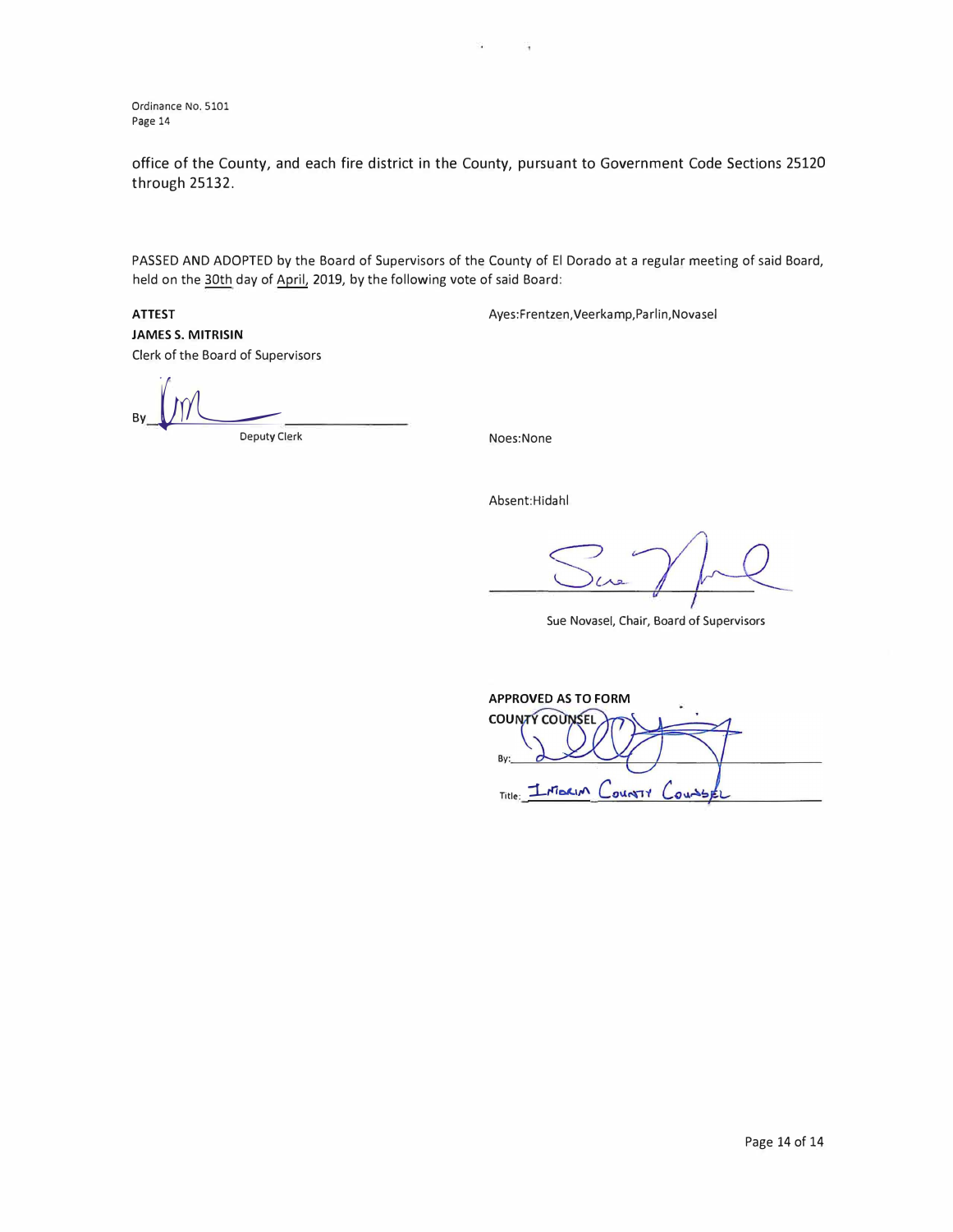office of the County, and each fire district in the County, pursuant to Government Code Sections 25120 through 25132.

PASSED AND ADOPTED by the Board of Supervisors of the County of El Dorado at a regular meeting of said Board, held on the 30th day of April, 2019, by the following vote of said Board:

**ATTEST**
**JAMES S. MITRISIN**
Clerk of the Board of Supervisors

By___________________
Deputy Clerk

Ayes:Frentzen,Veerkamp,Parlin,Novasel

Noes:None

Absent:Hidahl

___________________
Sue Novasel, Chair, Board of Supervisors

**APPROVED AS TO FORM**
**COUNTY COUNSEL**

By:___________________

Title: Interim County Counsel